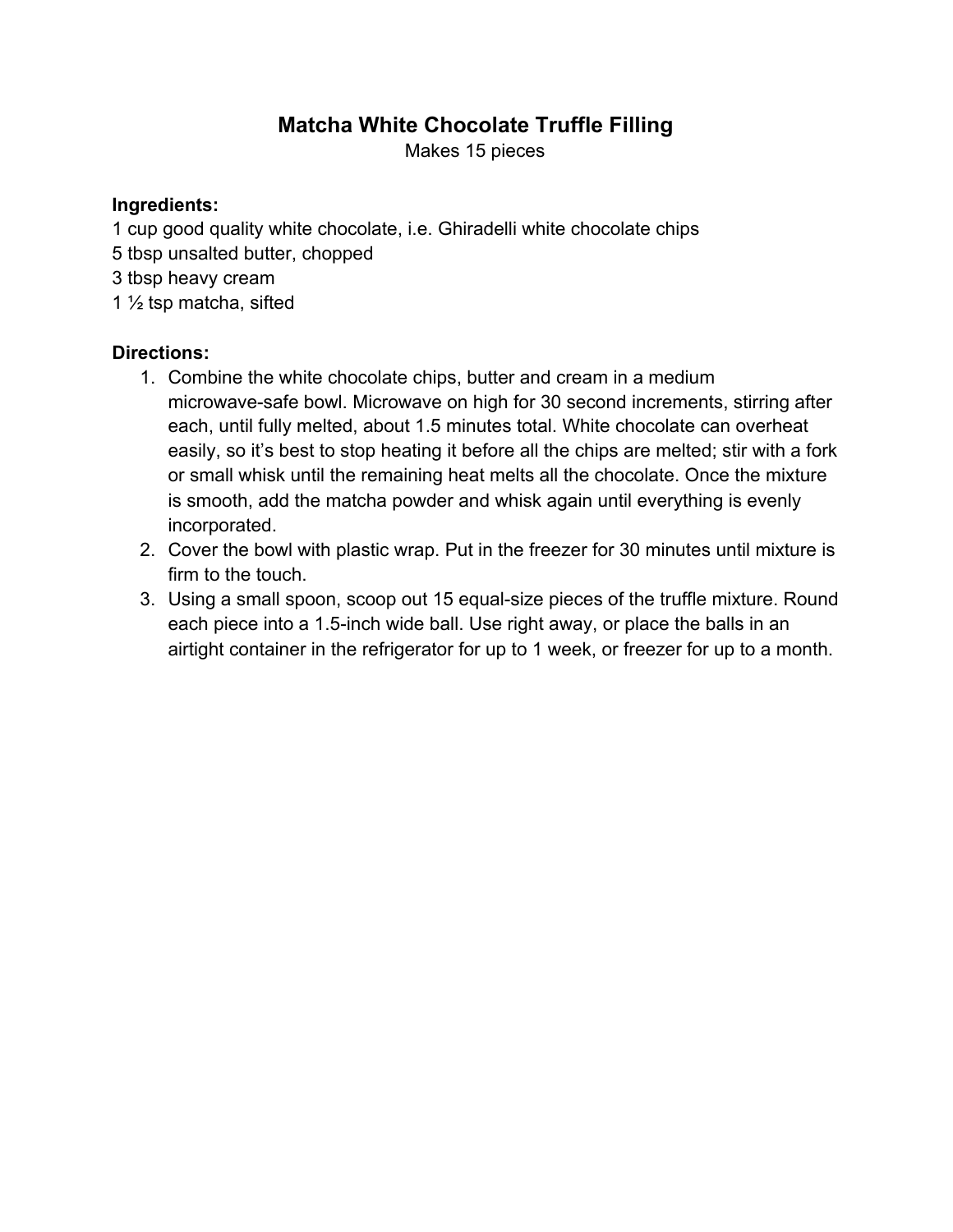# Matcha White Chocolate Truffle Filling

Makes 15 pieces

**Ingredients:**

1 cup good quality white chocolate, i.e. Ghiradelli white chocolate chips
5 tbsp unsalted butter, chopped
3 tbsp heavy cream
1 ½ tsp matcha, sifted

**Directions:**

1. Combine the white chocolate chips, butter and cream in a medium microwave-safe bowl. Microwave on high for 30 second increments, stirring after each, until fully melted, about 1.5 minutes total. White chocolate can overheat easily, so it's best to stop heating it before all the chips are melted; stir with a fork or small whisk until the remaining heat melts all the chocolate. Once the mixture is smooth, add the matcha powder and whisk again until everything is evenly incorporated.
2. Cover the bowl with plastic wrap. Put in the freezer for 30 minutes until mixture is firm to the touch.
3. Using a small spoon, scoop out 15 equal-size pieces of the truffle mixture. Round each piece into a 1.5-inch wide ball. Use right away, or place the balls in an airtight container in the refrigerator for up to 1 week, or freezer for up to a month.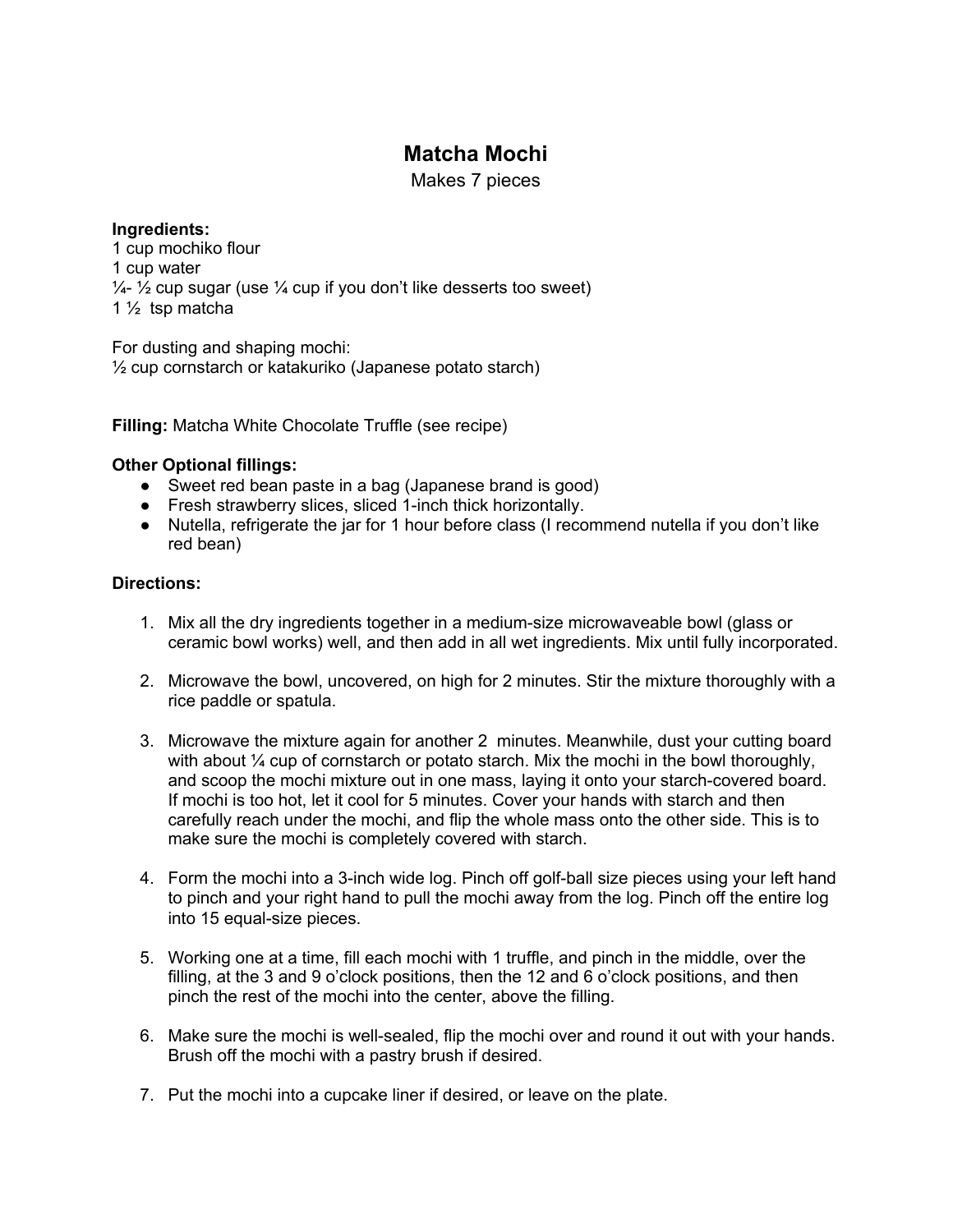# Matcha Mochi

Makes 7 pieces

**Ingredients:**
1 cup mochiko flour
1 cup water
¼- ½ cup sugar (use ¼ cup if you don't like desserts too sweet)
1 ½ tsp matcha

For dusting and shaping mochi:
½ cup cornstarch or katakuriko (Japanese potato starch)

**Filling:** Matcha White Chocolate Truffle (see recipe)

**Other Optional fillings:**

- Sweet red bean paste in a bag (Japanese brand is good)
- Fresh strawberry slices, sliced 1-inch thick horizontally.
- Nutella, refrigerate the jar for 1 hour before class (I recommend nutella if you don't like red bean)

**Directions:**

1. Mix all the dry ingredients together in a medium-size microwaveable bowl (glass or ceramic bowl works) well, and then add in all wet ingredients. Mix until fully incorporated.

2. Microwave the bowl, uncovered, on high for 2 minutes. Stir the mixture thoroughly with a rice paddle or spatula.

3. Microwave the mixture again for another 2 minutes. Meanwhile, dust your cutting board with about ¼ cup of cornstarch or potato starch. Mix the mochi in the bowl thoroughly, and scoop the mochi mixture out in one mass, laying it onto your starch-covered board. If mochi is too hot, let it cool for 5 minutes. Cover your hands with starch and then carefully reach under the mochi, and flip the whole mass onto the other side. This is to make sure the mochi is completely covered with starch.

4. Form the mochi into a 3-inch wide log. Pinch off golf-ball size pieces using your left hand to pinch and your right hand to pull the mochi away from the log. Pinch off the entire log into 15 equal-size pieces.

5. Working one at a time, fill each mochi with 1 truffle, and pinch in the middle, over the filling, at the 3 and 9 o'clock positions, then the 12 and 6 o'clock positions, and then pinch the rest of the mochi into the center, above the filling.

6. Make sure the mochi is well-sealed, flip the mochi over and round it out with your hands. Brush off the mochi with a pastry brush if desired.

7. Put the mochi into a cupcake liner if desired, or leave on the plate.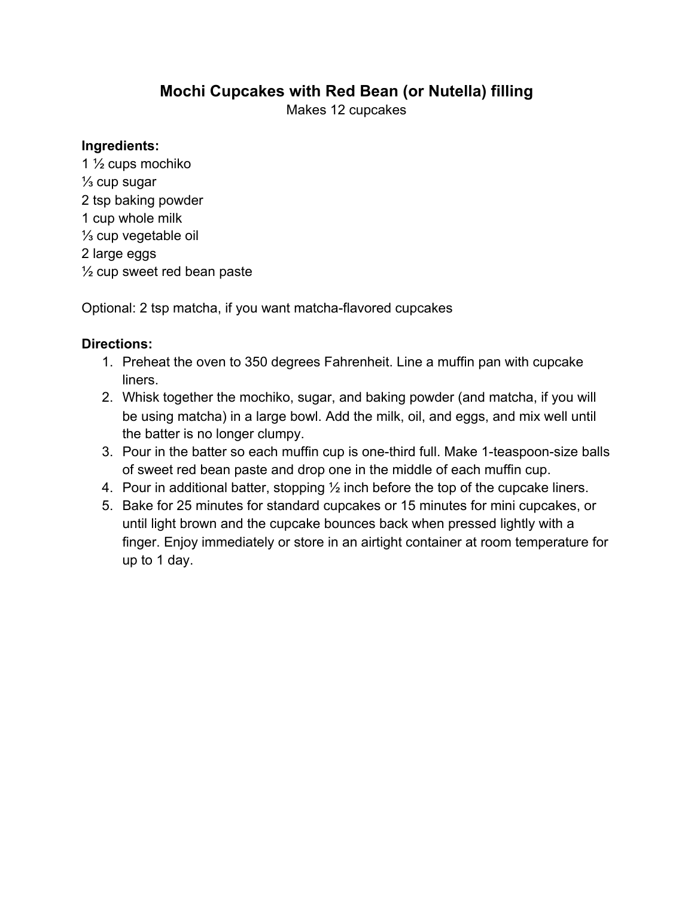# Mochi Cupcakes with Red Bean (or Nutella) filling

Makes 12 cupcakes

**Ingredients:**

1 ½ cups mochiko
⅓ cup sugar
2 tsp baking powder
1 cup whole milk
⅓ cup vegetable oil
2 large eggs
½ cup sweet red bean paste

Optional: 2 tsp matcha, if you want matcha-flavored cupcakes

**Directions:**

1. Preheat the oven to 350 degrees Fahrenheit. Line a muffin pan with cupcake liners.
2. Whisk together the mochiko, sugar, and baking powder (and matcha, if you will be using matcha) in a large bowl. Add the milk, oil, and eggs, and mix well until the batter is no longer clumpy.
3. Pour in the batter so each muffin cup is one-third full. Make 1-teaspoon-size balls of sweet red bean paste and drop one in the middle of each muffin cup.
4. Pour in additional batter, stopping ½ inch before the top of the cupcake liners.
5. Bake for 25 minutes for standard cupcakes or 15 minutes for mini cupcakes, or until light brown and the cupcake bounces back when pressed lightly with a finger. Enjoy immediately or store in an airtight container at room temperature for up to 1 day.